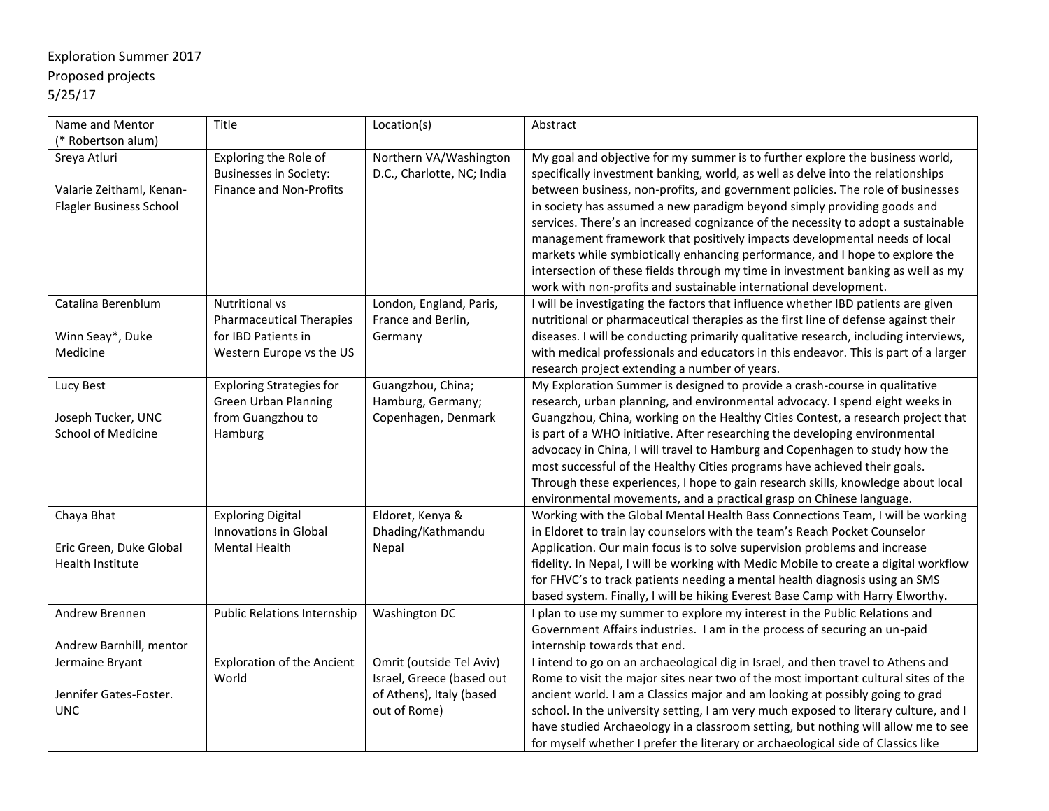Exploration Summer 2017
Proposed projects
5/25/17

| Name and Mentor (* Robertson alum) | Title | Location(s) | Abstract |
|---|---|---|---|
| Sreya Atluri<br><br>Valarie Zeithaml, Kenan-Flagler Business School | Exploring the Role of Businesses in Society: Finance and Non-Profits | Northern VA/Washington D.C., Charlotte, NC; India | My goal and objective for my summer is to further explore the business world, specifically investment banking, world, as well as delve into the relationships between business, non-profits, and government policies. The role of businesses in society has assumed a new paradigm beyond simply providing goods and services. There's an increased cognizance of the necessity to adopt a sustainable management framework that positively impacts developmental needs of local markets while symbiotically enhancing performance, and I hope to explore the intersection of these fields through my time in investment banking as well as my work with non-profits and sustainable international development. |
| Catalina Berenblum<br><br>Winn Seay*, Duke Medicine | Nutritional vs Pharmaceutical Therapies for IBD Patients in Western Europe vs the US | London, England, Paris, France and Berlin, Germany | I will be investigating the factors that influence whether IBD patients are given nutritional or pharmaceutical therapies as the first line of defense against their diseases. I will be conducting primarily qualitative research, including interviews, with medical professionals and educators in this endeavor. This is part of a larger research project extending a number of years. |
| Lucy Best<br><br>Joseph Tucker, UNC School of Medicine | Exploring Strategies for Green Urban Planning from Guangzhou to Hamburg | Guangzhou, China; Hamburg, Germany; Copenhagen, Denmark | My Exploration Summer is designed to provide a crash-course in qualitative research, urban planning, and environmental advocacy. I spend eight weeks in Guangzhou, China, working on the Healthy Cities Contest, a research project that is part of a WHO initiative. After researching the developing environmental advocacy in China, I will travel to Hamburg and Copenhagen to study how the most successful of the Healthy Cities programs have achieved their goals. Through these experiences, I hope to gain research skills, knowledge about local environmental movements, and a practical grasp on Chinese language. |
| Chaya Bhat<br><br>Eric Green, Duke Global Health Institute | Exploring Digital Innovations in Global Mental Health | Eldoret, Kenya & Dhading/Kathmandu Nepal | Working with the Global Mental Health Bass Connections Team, I will be working in Eldoret to train lay counselors with the team's Reach Pocket Counselor Application. Our main focus is to solve supervision problems and increase fidelity. In Nepal, I will be working with Medic Mobile to create a digital workflow for FHVC's to track patients needing a mental health diagnosis using an SMS based system. Finally, I will be hiking Everest Base Camp with Harry Elworthy. |
| Andrew Brennen<br><br>Andrew Barnhill, mentor | Public Relations Internship | Washington DC | I plan to use my summer to explore my interest in the Public Relations and Government Affairs industries. I am in the process of securing an un-paid internship towards that end. |
| Jermaine Bryant<br><br>Jennifer Gates-Foster. UNC | Exploration of the Ancient World | Omrit (outside Tel Aviv) Israel, Greece (based out of Athens), Italy (based out of Rome) | I intend to go on an archaeological dig in Israel, and then travel to Athens and Rome to visit the major sites near two of the most important cultural sites of the ancient world. I am a Classics major and am looking at possibly going to grad school. In the university setting, I am very much exposed to literary culture, and I have studied Archaeology in a classroom setting, but nothing will allow me to see for myself whether I prefer the literary or archaeological side of Classics like |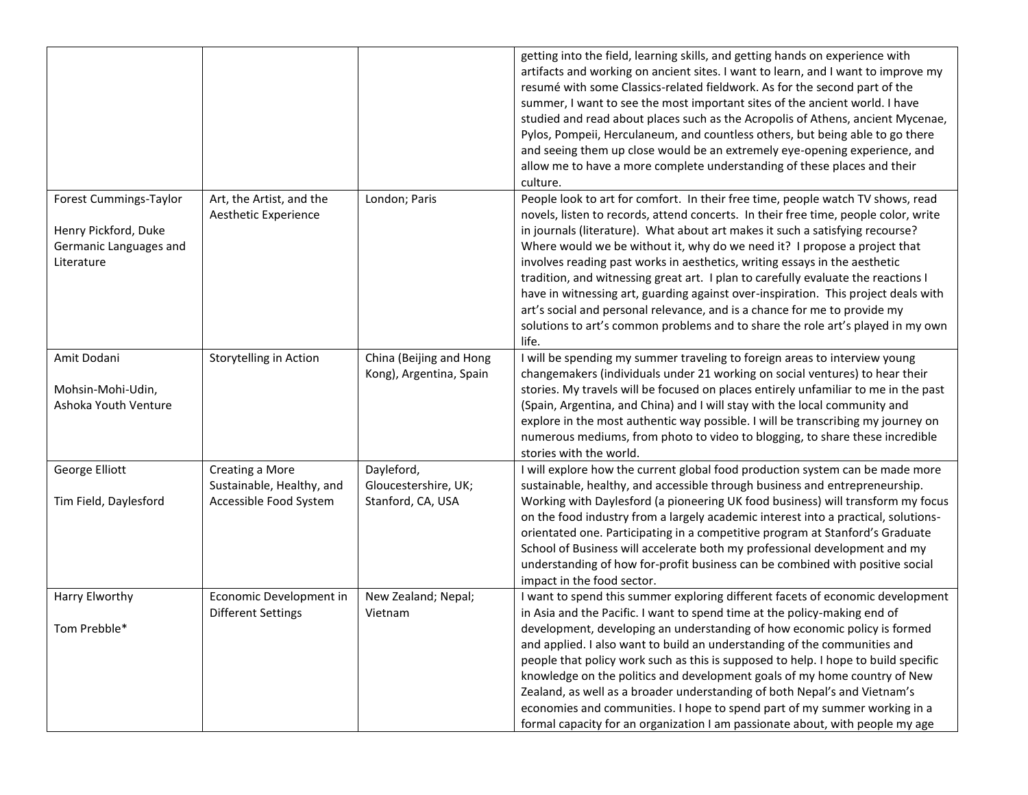| | | | |
|---|---|---|---|
| | | | getting into the field, learning skills, and getting hands on experience with artifacts and working on ancient sites. I want to learn, and I want to improve my resumé with some Classics-related fieldwork. As for the second part of the summer, I want to see the most important sites of the ancient world. I have studied and read about places such as the Acropolis of Athens, ancient Mycenae, Pylos, Pompeii, Herculaneum, and countless others, but being able to go there and seeing them up close would be an extremely eye-opening experience, and allow me to have a more complete understanding of these places and their culture. |
| Forest Cummings-Taylor<br><br>Henry Pickford, Duke Germanic Languages and Literature | Art, the Artist, and the Aesthetic Experience | London; Paris | People look to art for comfort. In their free time, people watch TV shows, read novels, listen to records, attend concerts. In their free time, people color, write in journals (literature). What about art makes it such a satisfying recourse? Where would we be without it, why do we need it? I propose a project that involves reading past works in aesthetics, writing essays in the aesthetic tradition, and witnessing great art. I plan to carefully evaluate the reactions I have in witnessing art, guarding against over-inspiration. This project deals with art's social and personal relevance, and is a chance for me to provide my solutions to art's common problems and to share the role art's played in my own life. |
| Amit Dodani<br><br>Mohsin-Mohi-Udin, Ashoka Youth Venture | Storytelling in Action | China (Beijing and Hong Kong), Argentina, Spain | I will be spending my summer traveling to foreign areas to interview young changemakers (individuals under 21 working on social ventures) to hear their stories. My travels will be focused on places entirely unfamiliar to me in the past (Spain, Argentina, and China) and I will stay with the local community and explore in the most authentic way possible. I will be transcribing my journey on numerous mediums, from photo to video to blogging, to share these incredible stories with the world. |
| George Elliott<br><br>Tim Field, Daylesford | Creating a More Sustainable, Healthy, and Accessible Food System | Dayleford, Gloucestershire, UK; Stanford, CA, USA | I will explore how the current global food production system can be made more sustainable, healthy, and accessible through business and entrepreneurship. Working with Daylesford (a pioneering UK food business) will transform my focus on the food industry from a largely academic interest into a practical, solutions-orientated one. Participating in a competitive program at Stanford's Graduate School of Business will accelerate both my professional development and my understanding of how for-profit business can be combined with positive social impact in the food sector. |
| Harry Elworthy<br><br>Tom Prebble* | Economic Development in Different Settings | New Zealand; Nepal; Vietnam | I want to spend this summer exploring different facets of economic development in Asia and the Pacific. I want to spend time at the policy-making end of development, developing an understanding of how economic policy is formed and applied. I also want to build an understanding of the communities and people that policy work such as this is supposed to help. I hope to build specific knowledge on the politics and development goals of my home country of New Zealand, as well as a broader understanding of both Nepal's and Vietnam's economies and communities. I hope to spend part of my summer working in a formal capacity for an organization I am passionate about, with people my age |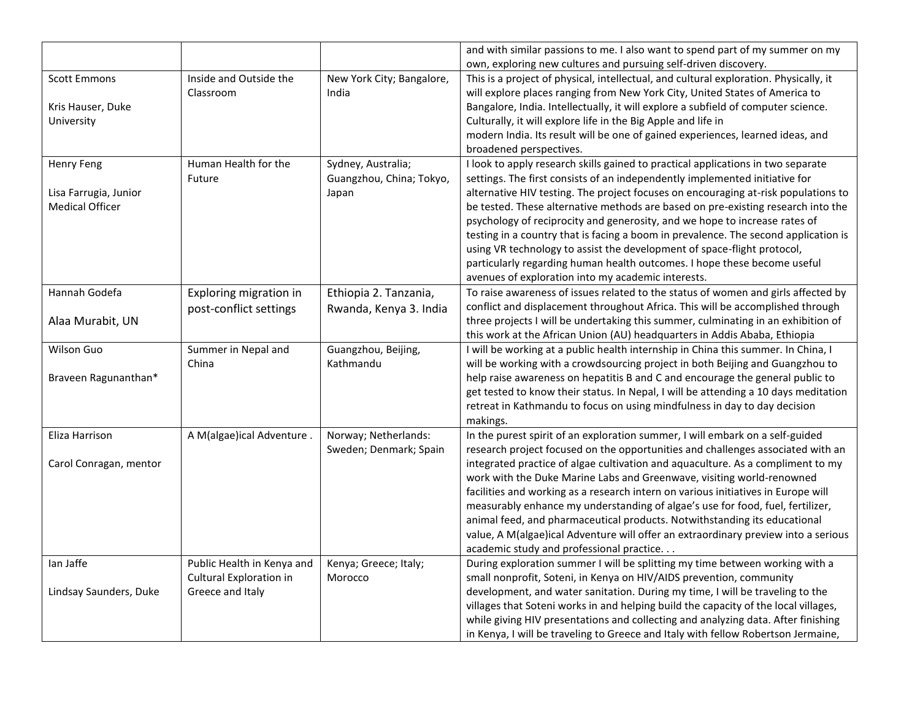| | | | |
|---|---|---|---|
| | | | and with similar passions to me. I also want to spend part of my summer on my own, exploring new cultures and pursuing self-driven discovery. |
| Scott Emmons<br><br>Kris Hauser, Duke University | Inside and Outside the Classroom | New York City; Bangalore, India | This is a project of physical, intellectual, and cultural exploration. Physically, it will explore places ranging from New York City, United States of America to Bangalore, India. Intellectually, it will explore a subfield of computer science. Culturally, it will explore life in the Big Apple and life in modern India. Its result will be one of gained experiences, learned ideas, and broadened perspectives. |
| Henry Feng<br><br>Lisa Farrugia, Junior Medical Officer | Human Health for the Future | Sydney, Australia; Guangzhou, China; Tokyo, Japan | I look to apply research skills gained to practical applications in two separate settings. The first consists of an independently implemented initiative for alternative HIV testing. The project focuses on encouraging at-risk populations to be tested. These alternative methods are based on pre-existing research into the psychology of reciprocity and generosity, and we hope to increase rates of testing in a country that is facing a boom in prevalence. The second application is using VR technology to assist the development of space-flight protocol, particularly regarding human health outcomes. I hope these become useful avenues of exploration into my academic interests. |
| Hannah Godefa<br><br>Alaa Murabit, UN | Exploring migration in post-conflict settings | Ethiopia 2. Tanzania, Rwanda, Kenya 3. India | To raise awareness of issues related to the status of women and girls affected by conflict and displacement throughout Africa. This will be accomplished through three projects I will be undertaking this summer, culminating in an exhibition of this work at the African Union (AU) headquarters in Addis Ababa, Ethiopia |
| Wilson Guo<br><br>Braveen Ragunanthan* | Summer in Nepal and China | Guangzhou, Beijing, Kathmandu | I will be working at a public health internship in China this summer. In China, I will be working with a crowdsourcing project in both Beijing and Guangzhou to help raise awareness on hepatitis B and C and encourage the general public to get tested to know their status. In Nepal, I will be attending a 10 days meditation retreat in Kathmandu to focus on using mindfulness in day to day decision makings. |
| Eliza Harrison<br><br>Carol Conragan, mentor | A M(algae)ical Adventure . | Norway; Netherlands: Sweden; Denmark; Spain | In the purest spirit of an exploration summer, I will embark on a self-guided research project focused on the opportunities and challenges associated with an integrated practice of algae cultivation and aquaculture. As a compliment to my work with the Duke Marine Labs and Greenwave, visiting world-renowned facilities and working as a research intern on various initiatives in Europe will measurably enhance my understanding of algae's use for food, fuel, fertilizer, animal feed, and pharmaceutical products. Notwithstanding its educational value, A M(algae)ical Adventure will offer an extraordinary preview into a serious academic study and professional practice. . . |
| Ian Jaffe<br><br>Lindsay Saunders, Duke | Public Health in Kenya and Cultural Exploration in Greece and Italy | Kenya; Greece; Italy; Morocco | During exploration summer I will be splitting my time between working with a small nonprofit, Soteni, in Kenya on HIV/AIDS prevention, community development, and water sanitation. During my time, I will be traveling to the villages that Soteni works in and helping build the capacity of the local villages, while giving HIV presentations and collecting and analyzing data. After finishing in Kenya, I will be traveling to Greece and Italy with fellow Robertson Jermaine, |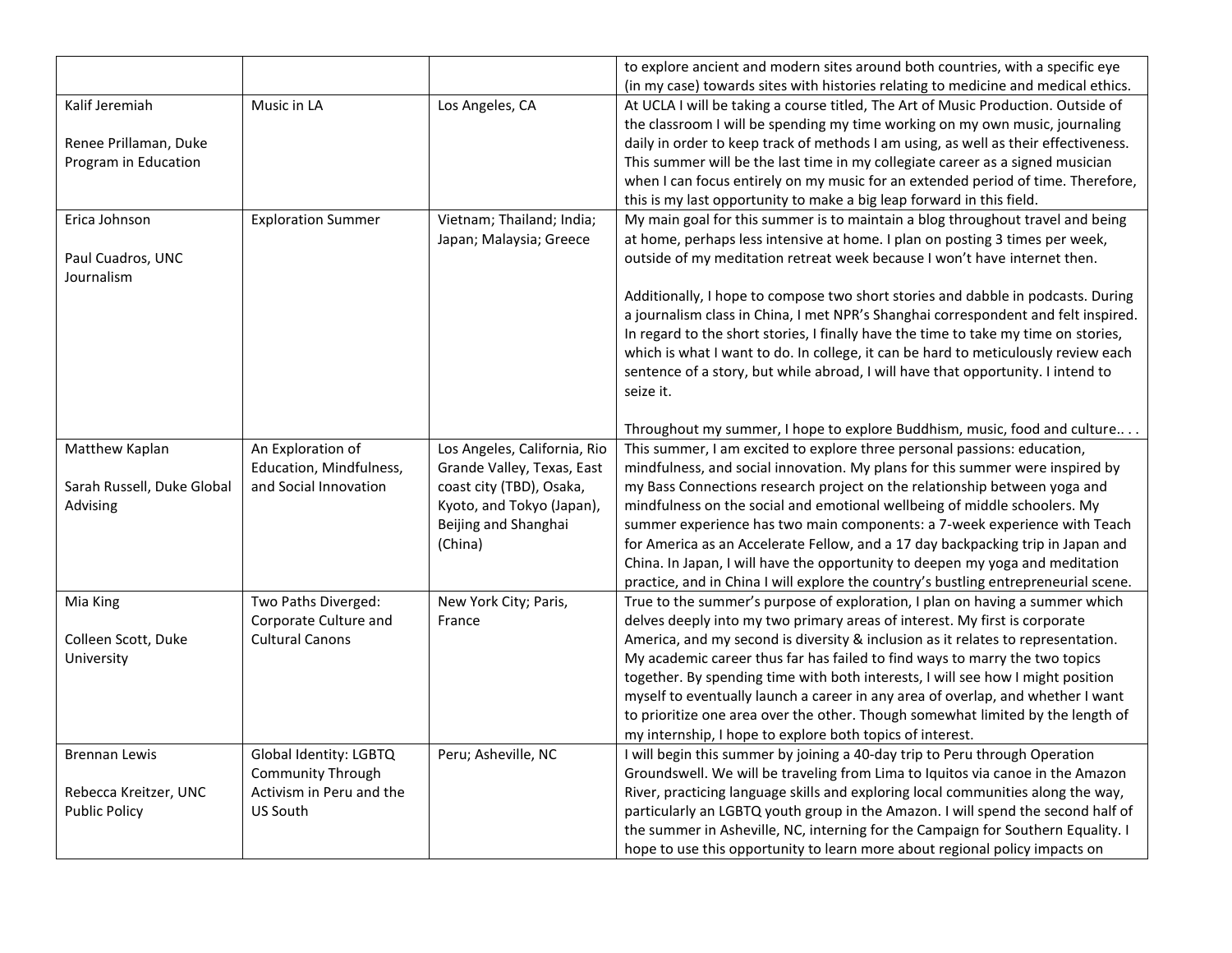| | | | |
|---|---|---|---|
| | | | to explore ancient and modern sites around both countries, with a specific eye (in my case) towards sites with histories relating to medicine and medical ethics. |
| Kalif Jeremiah<br><br>Renee Prillaman, Duke Program in Education | Music in LA | Los Angeles, CA | At UCLA I will be taking a course titled, The Art of Music Production. Outside of the classroom I will be spending my time working on my own music, journaling daily in order to keep track of methods I am using, as well as their effectiveness. This summer will be the last time in my collegiate career as a signed musician when I can focus entirely on my music for an extended period of time. Therefore, this is my last opportunity to make a big leap forward in this field. |
| Erica Johnson<br><br>Paul Cuadros, UNC Journalism | Exploration Summer | Vietnam; Thailand; India; Japan; Malaysia; Greece | My main goal for this summer is to maintain a blog throughout travel and being at home, perhaps less intensive at home. I plan on posting 3 times per week, outside of my meditation retreat week because I won't have internet then.<br><br>Additionally, I hope to compose two short stories and dabble in podcasts. During a journalism class in China, I met NPR's Shanghai correspondent and felt inspired. In regard to the short stories, I finally have the time to take my time on stories, which is what I want to do. In college, it can be hard to meticulously review each sentence of a story, but while abroad, I will have that opportunity. I intend to seize it.<br><br>Throughout my summer, I hope to explore Buddhism, music, food and culture.. . . |
| Matthew Kaplan<br><br>Sarah Russell, Duke Global Advising | An Exploration of Education, Mindfulness, and Social Innovation | Los Angeles, California, Rio Grande Valley, Texas, East coast city (TBD), Osaka, Kyoto, and Tokyo (Japan), Beijing and Shanghai (China) | This summer, I am excited to explore three personal passions: education, mindfulness, and social innovation. My plans for this summer were inspired by my Bass Connections research project on the relationship between yoga and mindfulness on the social and emotional wellbeing of middle schoolers. My summer experience has two main components: a 7-week experience with Teach for America as an Accelerate Fellow, and a 17 day backpacking trip in Japan and China. In Japan, I will have the opportunity to deepen my yoga and meditation practice, and in China I will explore the country's bustling entrepreneurial scene. |
| Mia King<br><br>Colleen Scott, Duke University | Two Paths Diverged: Corporate Culture and Cultural Canons | New York City; Paris, France | True to the summer's purpose of exploration, I plan on having a summer which delves deeply into my two primary areas of interest. My first is corporate America, and my second is diversity & inclusion as it relates to representation. My academic career thus far has failed to find ways to marry the two topics together. By spending time with both interests, I will see how I might position myself to eventually launch a career in any area of overlap, and whether I want to prioritize one area over the other. Though somewhat limited by the length of my internship, I hope to explore both topics of interest. |
| Brennan Lewis<br><br>Rebecca Kreitzer, UNC Public Policy | Global Identity: LGBTQ Community Through Activism in Peru and the US South | Peru; Asheville, NC | I will begin this summer by joining a 40-day trip to Peru through Operation Groundswell. We will be traveling from Lima to Iquitos via canoe in the Amazon River, practicing language skills and exploring local communities along the way, particularly an LGBTQ youth group in the Amazon. I will spend the second half of the summer in Asheville, NC, interning for the Campaign for Southern Equality. I hope to use this opportunity to learn more about regional policy impacts on |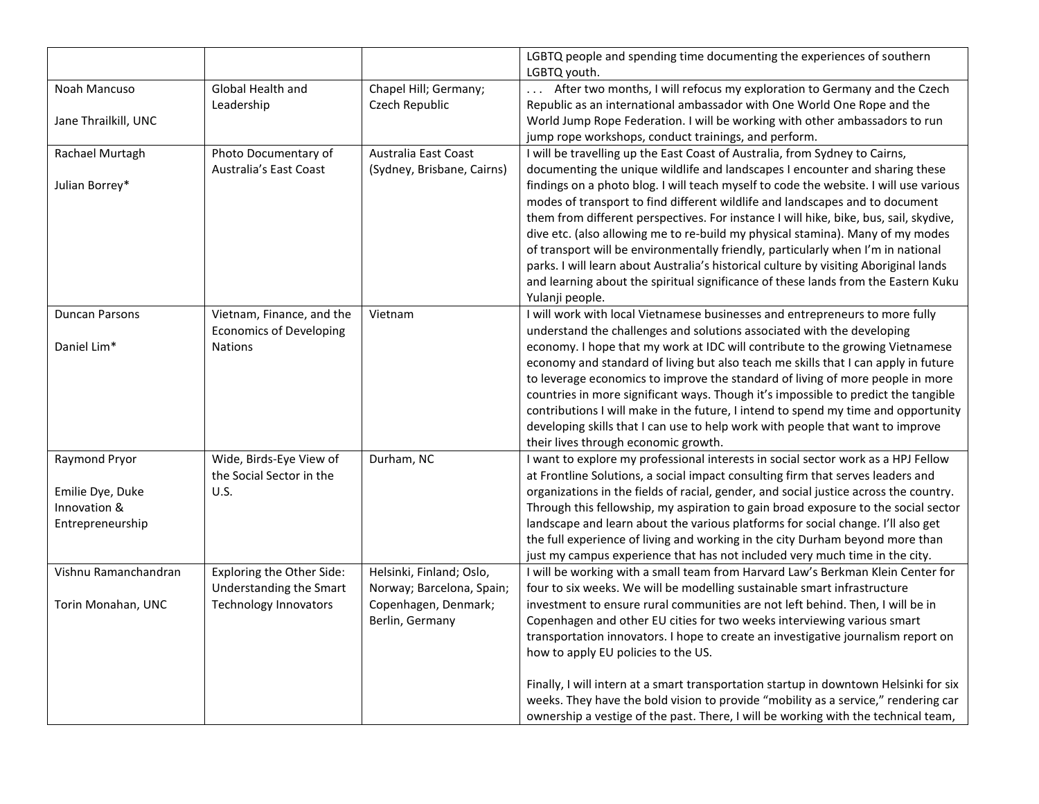| | | | |
|---|---|---|---|
| | | | LGBTQ people and spending time documenting the experiences of southern LGBTQ youth. |
| Noah Mancuso<br><br>Jane Thrailkill, UNC | Global Health and Leadership | Chapel Hill; Germany; Czech Republic | . . . After two months, I will refocus my exploration to Germany and the Czech Republic as an international ambassador with One World One Rope and the World Jump Rope Federation. I will be working with other ambassadors to run jump rope workshops, conduct trainings, and perform. |
| Rachael Murtagh<br><br>Julian Borrey* | Photo Documentary of Australia's East Coast | Australia East Coast (Sydney, Brisbane, Cairns) | I will be travelling up the East Coast of Australia, from Sydney to Cairns, documenting the unique wildlife and landscapes I encounter and sharing these findings on a photo blog. I will teach myself to code the website. I will use various modes of transport to find different wildlife and landscapes and to document them from different perspectives. For instance I will hike, bike, bus, sail, skydive, dive etc. (also allowing me to re-build my physical stamina). Many of my modes of transport will be environmentally friendly, particularly when I'm in national parks. I will learn about Australia's historical culture by visiting Aboriginal lands and learning about the spiritual significance of these lands from the Eastern Kuku Yulanji people. |
| Duncan Parsons<br><br>Daniel Lim* | Vietnam, Finance, and the Economics of Developing Nations | Vietnam | I will work with local Vietnamese businesses and entrepreneurs to more fully understand the challenges and solutions associated with the developing economy. I hope that my work at IDC will contribute to the growing Vietnamese economy and standard of living but also teach me skills that I can apply in future to leverage economics to improve the standard of living of more people in more countries in more significant ways. Though it's impossible to predict the tangible contributions I will make in the future, I intend to spend my time and opportunity developing skills that I can use to help work with people that want to improve their lives through economic growth. |
| Raymond Pryor<br><br>Emilie Dye, Duke Innovation & Entrepreneurship | Wide, Birds-Eye View of the Social Sector in the U.S. | Durham, NC | I want to explore my professional interests in social sector work as a HPJ Fellow at Frontline Solutions, a social impact consulting firm that serves leaders and organizations in the fields of racial, gender, and social justice across the country. Through this fellowship, my aspiration to gain broad exposure to the social sector landscape and learn about the various platforms for social change. I'll also get the full experience of living and working in the city Durham beyond more than just my campus experience that has not included very much time in the city. |
| Vishnu Ramanchandran<br><br>Torin Monahan, UNC | Exploring the Other Side: Understanding the Smart Technology Innovators | Helsinki, Finland; Oslo, Norway; Barcelona, Spain; Copenhagen, Denmark; Berlin, Germany | I will be working with a small team from Harvard Law's Berkman Klein Center for four to six weeks. We will be modelling sustainable smart infrastructure investment to ensure rural communities are not left behind. Then, I will be in Copenhagen and other EU cities for two weeks interviewing various smart transportation innovators. I hope to create an investigative journalism report on how to apply EU policies to the US.<br><br>Finally, I will intern at a smart transportation startup in downtown Helsinki for six weeks. They have the bold vision to provide "mobility as a service," rendering car ownership a vestige of the past. There, I will be working with the technical team, |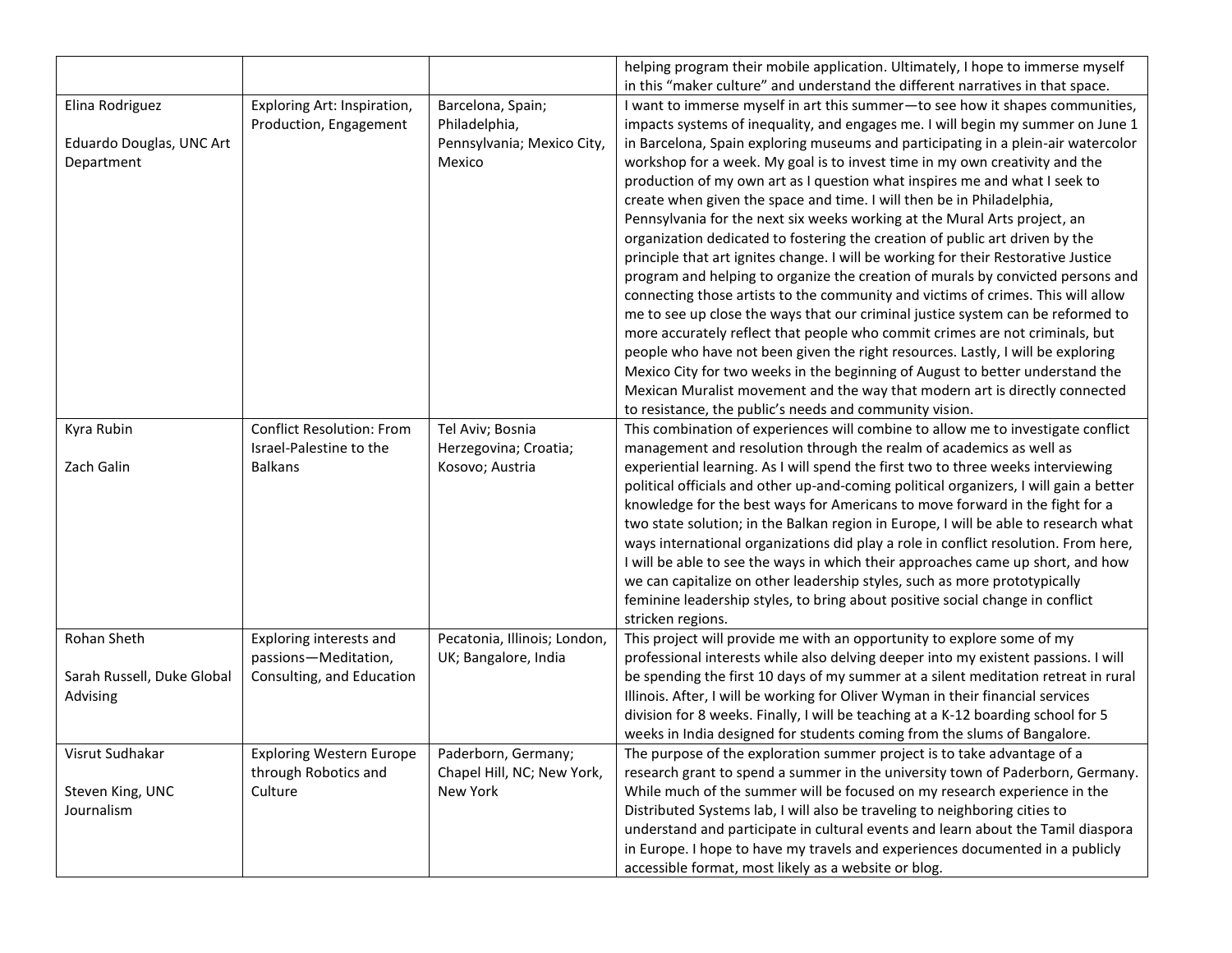| | | | |
|---|---|---|---|
| | | | helping program their mobile application. Ultimately, I hope to immerse myself in this "maker culture" and understand the different narratives in that space. |
| Elina Rodriguez<br><br>Eduardo Douglas, UNC Art Department | Exploring Art: Inspiration, Production, Engagement | Barcelona, Spain; Philadelphia, Pennsylvania; Mexico City, Mexico | I want to immerse myself in art this summer—to see how it shapes communities, impacts systems of inequality, and engages me. I will begin my summer on June 1 in Barcelona, Spain exploring museums and participating in a plein-air watercolor workshop for a week. My goal is to invest time in my own creativity and the production of my own art as I question what inspires me and what I seek to create when given the space and time. I will then be in Philadelphia, Pennsylvania for the next six weeks working at the Mural Arts project, an organization dedicated to fostering the creation of public art driven by the principle that art ignites change. I will be working for their Restorative Justice program and helping to organize the creation of murals by convicted persons and connecting those artists to the community and victims of crimes. This will allow me to see up close the ways that our criminal justice system can be reformed to more accurately reflect that people who commit crimes are not criminals, but people who have not been given the right resources. Lastly, I will be exploring Mexico City for two weeks in the beginning of August to better understand the Mexican Muralist movement and the way that modern art is directly connected to resistance, the public's needs and community vision. |
| Kyra Rubin<br><br>Zach Galin | Conflict Resolution: From Israel-Palestine to the Balkans | Tel Aviv; Bosnia Herzegovina; Croatia; Kosovo; Austria | This combination of experiences will combine to allow me to investigate conflict management and resolution through the realm of academics as well as experiential learning. As I will spend the first two to three weeks interviewing political officials and other up-and-coming political organizers, I will gain a better knowledge for the best ways for Americans to move forward in the fight for a two state solution; in the Balkan region in Europe, I will be able to research what ways international organizations did play a role in conflict resolution. From here, I will be able to see the ways in which their approaches came up short, and how we can capitalize on other leadership styles, such as more prototypically feminine leadership styles, to bring about positive social change in conflict stricken regions. |
| Rohan Sheth<br><br>Sarah Russell, Duke Global Advising | Exploring interests and passions—Meditation, Consulting, and Education | Pecatonia, Illinois; London, UK; Bangalore, India | This project will provide me with an opportunity to explore some of my professional interests while also delving deeper into my existent passions. I will be spending the first 10 days of my summer at a silent meditation retreat in rural Illinois. After, I will be working for Oliver Wyman in their financial services division for 8 weeks. Finally, I will be teaching at a K-12 boarding school for 5 weeks in India designed for students coming from the slums of Bangalore. |
| Visrut Sudhakar<br><br>Steven King, UNC Journalism | Exploring Western Europe through Robotics and Culture | Paderborn, Germany; Chapel Hill, NC; New York, New York | The purpose of the exploration summer project is to take advantage of a research grant to spend a summer in the university town of Paderborn, Germany. While much of the summer will be focused on my research experience in the Distributed Systems lab, I will also be traveling to neighboring cities to understand and participate in cultural events and learn about the Tamil diaspora in Europe. I hope to have my travels and experiences documented in a publicly accessible format, most likely as a website or blog. |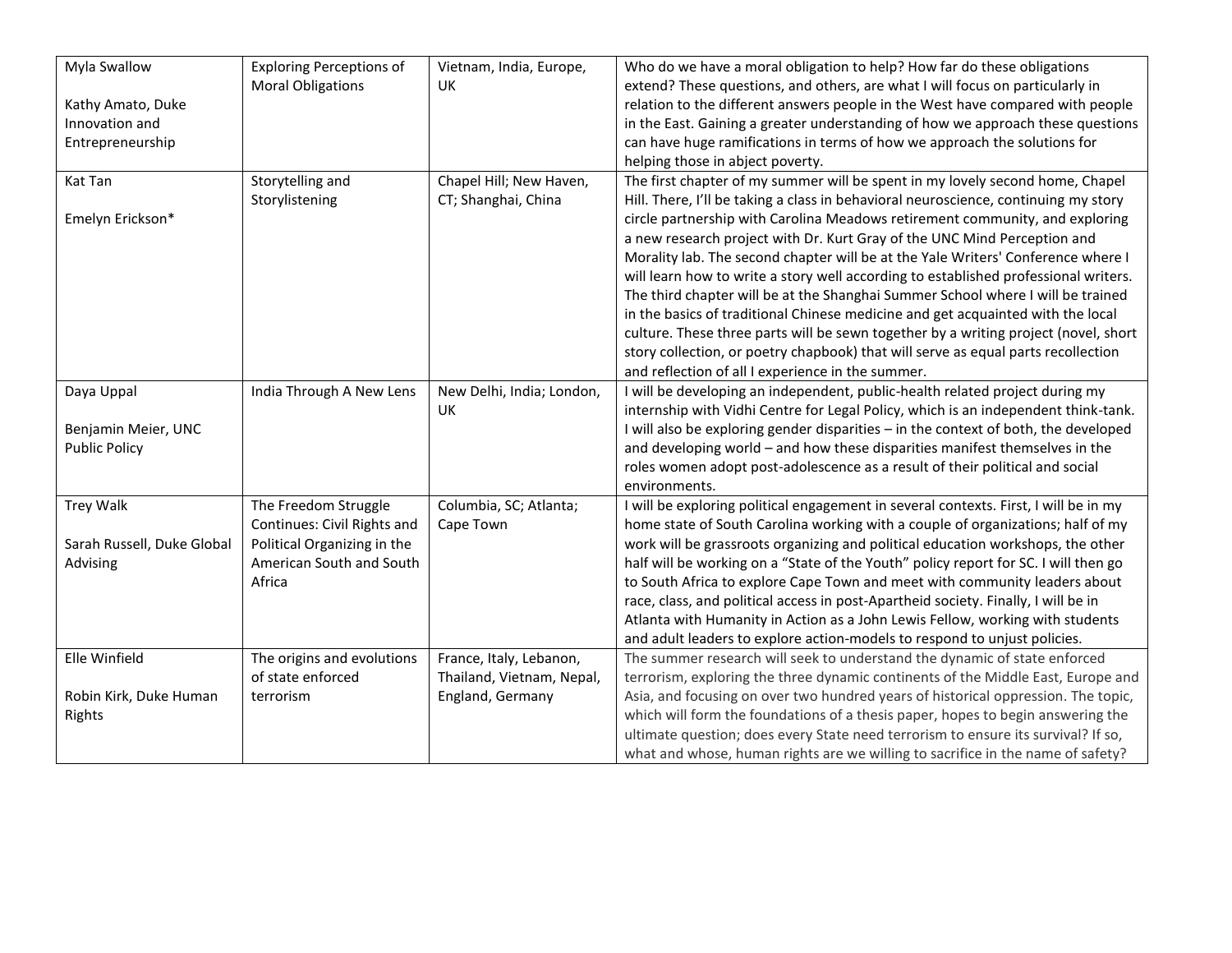| | | | |
|---|---|---|---|
| Myla Swallow<br><br>Kathy Amato, Duke Innovation and Entrepreneurship | Exploring Perceptions of Moral Obligations | Vietnam, India, Europe, UK | Who do we have a moral obligation to help? How far do these obligations extend? These questions, and others, are what I will focus on particularly in relation to the different answers people in the West have compared with people in the East. Gaining a greater understanding of how we approach these questions can have huge ramifications in terms of how we approach the solutions for helping those in abject poverty. |
| Kat Tan<br><br>Emelyn Erickson* | Storytelling and Storylistening | Chapel Hill; New Haven, CT; Shanghai, China | The first chapter of my summer will be spent in my lovely second home, Chapel Hill. There, I'll be taking a class in behavioral neuroscience, continuing my story circle partnership with Carolina Meadows retirement community, and exploring a new research project with Dr. Kurt Gray of the UNC Mind Perception and Morality lab. The second chapter will be at the Yale Writers' Conference where I will learn how to write a story well according to established professional writers. The third chapter will be at the Shanghai Summer School where I will be trained in the basics of traditional Chinese medicine and get acquainted with the local culture. These three parts will be sewn together by a writing project (novel, short story collection, or poetry chapbook) that will serve as equal parts recollection and reflection of all I experience in the summer. |
| Daya Uppal<br><br>Benjamin Meier, UNC Public Policy | India Through A New Lens | New Delhi, India; London, UK | I will be developing an independent, public-health related project during my internship with Vidhi Centre for Legal Policy, which is an independent think-tank. I will also be exploring gender disparities – in the context of both, the developed and developing world – and how these disparities manifest themselves in the roles women adopt post-adolescence as a result of their political and social environments. |
| Trey Walk<br><br>Sarah Russell, Duke Global Advising | The Freedom Struggle Continues: Civil Rights and Political Organizing in the American South and South Africa | Columbia, SC; Atlanta; Cape Town | I will be exploring political engagement in several contexts. First, I will be in my home state of South Carolina working with a couple of organizations; half of my work will be grassroots organizing and political education workshops, the other half will be working on a "State of the Youth" policy report for SC. I will then go to South Africa to explore Cape Town and meet with community leaders about race, class, and political access in post-Apartheid society. Finally, I will be in Atlanta with Humanity in Action as a John Lewis Fellow, working with students and adult leaders to explore action-models to respond to unjust policies. |
| Elle Winfield<br><br>Robin Kirk, Duke Human Rights | The origins and evolutions of state enforced terrorism | France, Italy, Lebanon, Thailand, Vietnam, Nepal, England, Germany | The summer research will seek to understand the dynamic of state enforced terrorism, exploring the three dynamic continents of the Middle East, Europe and Asia, and focusing on over two hundred years of historical oppression. The topic, which will form the foundations of a thesis paper, hopes to begin answering the ultimate question; does every State need terrorism to ensure its survival? If so, what and whose, human rights are we willing to sacrifice in the name of safety? |